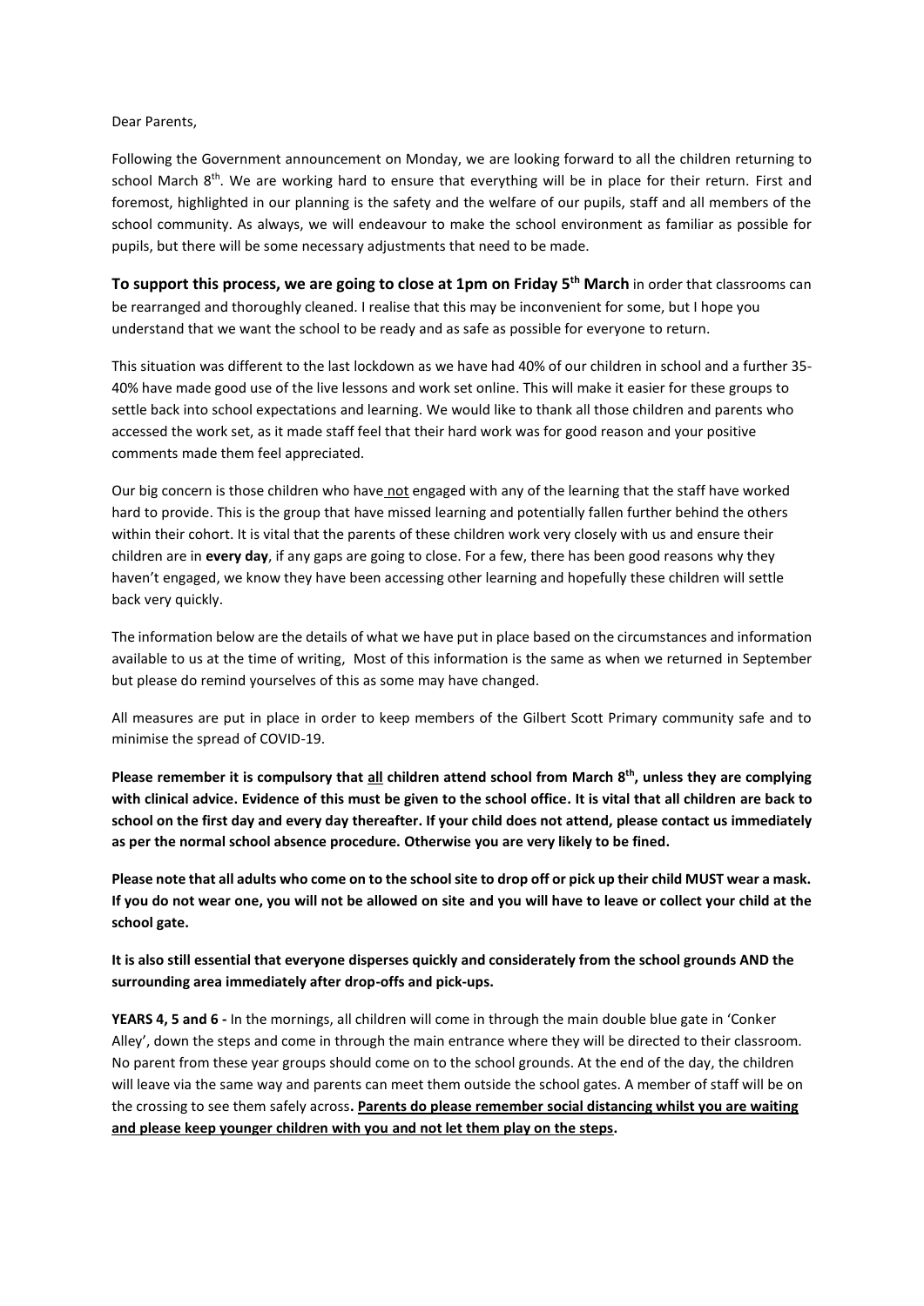Dear Parents,

Following the Government announcement on Monday, we are looking forward to all the children returning to school March 8th. We are working hard to ensure that everything will be in place for their return. First and foremost, highlighted in our planning is the safety and the welfare of our pupils, staff and all members of the school community. As always, we will endeavour to make the school environment as familiar as possible for pupils, but there will be some necessary adjustments that need to be made.

**To support this process, we are going to close at 1pm on Friday 5th March** in order that classrooms can be rearranged and thoroughly cleaned. I realise that this may be inconvenient for some, but I hope you understand that we want the school to be ready and as safe as possible for everyone to return.

This situation was different to the last lockdown as we have had 40% of our children in school and a further 35-40% have made good use of the live lessons and work set online. This will make it easier for these groups to settle back into school expectations and learning. We would like to thank all those children and parents who accessed the work set, as it made staff feel that their hard work was for good reason and your positive comments made them feel appreciated.

Our big concern is those children who have not engaged with any of the learning that the staff have worked hard to provide. This is the group that have missed learning and potentially fallen further behind the others within their cohort. It is vital that the parents of these children work very closely with us and ensure their children are in **every day**, if any gaps are going to close. For a few, there has been good reasons why they haven't engaged, we know they have been accessing other learning and hopefully these children will settle back very quickly.

The information below are the details of what we have put in place based on the circumstances and information available to us at the time of writing, Most of this information is the same as when we returned in September but please do remind yourselves of this as some may have changed.

All measures are put in place in order to keep members of the Gilbert Scott Primary community safe and to minimise the spread of COVID-19.

**Please remember it is compulsory that all children attend school from March 8th, unless they are complying with clinical advice. Evidence of this must be given to the school office. It is vital that all children are back to school on the first day and every day thereafter. If your child does not attend, please contact us immediately as per the normal school absence procedure. Otherwise you are very likely to be fined.**

**Please note that all adults who come on to the school site to drop off or pick up their child MUST wear a mask. If you do not wear one, you will not be allowed on site and you will have to leave or collect your child at the school gate.**

**It is also still essential that everyone disperses quickly and considerately from the school grounds AND the surrounding area immediately after drop-offs and pick-ups.**

**YEARS 4, 5 and 6 -** In the mornings, all children will come in through the main double blue gate in 'Conker Alley', down the steps and come in through the main entrance where they will be directed to their classroom. No parent from these year groups should come on to the school grounds. At the end of the day, the children will leave via the same way and parents can meet them outside the school gates. A member of staff will be on the crossing to see them safely across**. Parents do please remember social distancing whilst you are waiting and please keep younger children with you and not let them play on the steps.**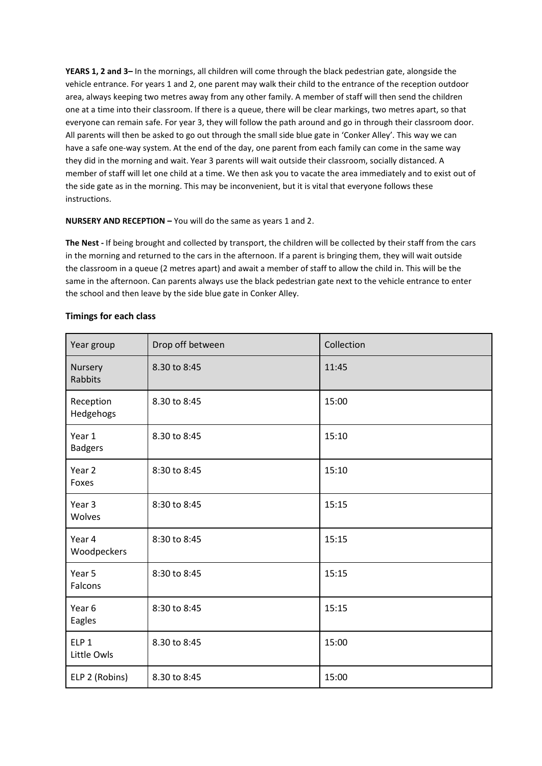**YEARS 1, 2 and 3–** In the mornings, all children will come through the black pedestrian gate, alongside the vehicle entrance. For years 1 and 2, one parent may walk their child to the entrance of the reception outdoor area, always keeping two metres away from any other family. A member of staff will then send the children one at a time into their classroom. If there is a queue, there will be clear markings, two metres apart, so that everyone can remain safe. For year 3, they will follow the path around and go in through their classroom door. All parents will then be asked to go out through the small side blue gate in 'Conker Alley'. This way we can have a safe one-way system. At the end of the day, one parent from each family can come in the same way they did in the morning and wait. Year 3 parents will wait outside their classroom, socially distanced. A member of staff will let one child at a time. We then ask you to vacate the area immediately and to exist out of the side gate as in the morning. This may be inconvenient, but it is vital that everyone follows these instructions.

**NURSERY AND RECEPTION –** You will do the same as years 1 and 2.

**The Nest -** If being brought and collected by transport, the children will be collected by their staff from the cars in the morning and returned to the cars in the afternoon. If a parent is bringing them, they will wait outside the classroom in a queue (2 metres apart) and await a member of staff to allow the child in. This will be the same in the afternoon. Can parents always use the black pedestrian gate next to the vehicle entrance to enter the school and then leave by the side blue gate in Conker Alley.

**Timings for each class**

| Year group | Drop off between | Collection |
|---|---|---|
| Nursery Rabbits | 8.30 to 8:45 | 11:45 |
| Reception Hedgehogs | 8.30 to 8:45 | 15:00 |
| Year 1 Badgers | 8.30 to 8:45 | 15:10 |
| Year 2 Foxes | 8:30 to 8:45 | 15:10 |
| Year 3 Wolves | 8:30 to 8:45 | 15:15 |
| Year 4 Woodpeckers | 8:30 to 8:45 | 15:15 |
| Year 5 Falcons | 8:30 to 8:45 | 15:15 |
| Year 6 Eagles | 8:30 to 8:45 | 15:15 |
| ELP 1 Little Owls | 8.30 to 8:45 | 15:00 |
| ELP 2 (Robins) | 8.30 to 8:45 | 15:00 |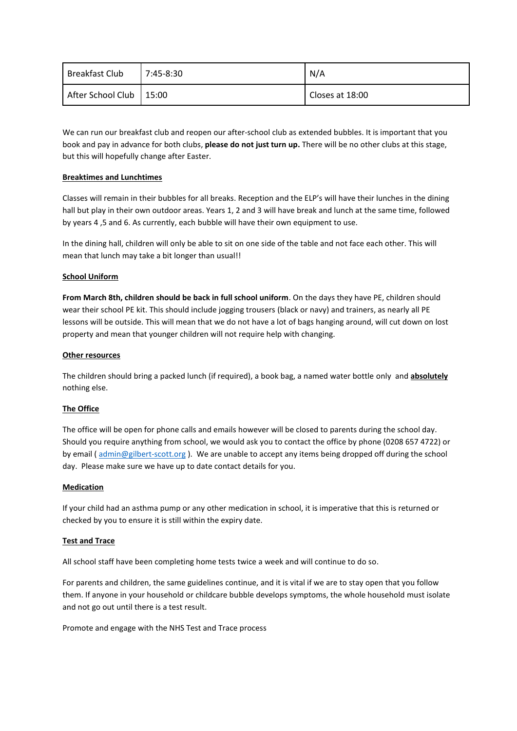| Breakfast Club | 7:45-8:30 | N/A |
| --- | --- | --- |
| After School Club | 15:00 | Closes at 18:00 |

We can run our breakfast club and reopen our after-school club as extended bubbles. It is important that you book and pay in advance for both clubs, **please do not just turn up.** There will be no other clubs at this stage, but this will hopefully change after Easter.

**Breaktimes and Lunchtimes**

Classes will remain in their bubbles for all breaks. Reception and the ELP's will have their lunches in the dining hall but play in their own outdoor areas. Years 1, 2 and 3 will have break and lunch at the same time, followed by years 4 ,5 and 6. As currently, each bubble will have their own equipment to use.

In the dining hall, children will only be able to sit on one side of the table and not face each other. This will mean that lunch may take a bit longer than usual!!

**School Uniform**

**From March 8th, children should be back in full school uniform**. On the days they have PE, children should wear their school PE kit. This should include jogging trousers (black or navy) and trainers, as nearly all PE lessons will be outside. This will mean that we do not have a lot of bags hanging around, will cut down on lost property and mean that younger children will not require help with changing.

**Other resources**

The children should bring a packed lunch (if required), a book bag, a named water bottle only and **absolutely** nothing else.

**The Office**

The office will be open for phone calls and emails however will be closed to parents during the school day. Should you require anything from school, we would ask you to contact the office by phone (0208 657 4722) or by email ( admin@gilbert-scott.org ). We are unable to accept any items being dropped off during the school day. Please make sure we have up to date contact details for you.

**Medication**

If your child had an asthma pump or any other medication in school, it is imperative that this is returned or checked by you to ensure it is still within the expiry date.

**Test and Trace**

All school staff have been completing home tests twice a week and will continue to do so.

For parents and children, the same guidelines continue, and it is vital if we are to stay open that you follow them. If anyone in your household or childcare bubble develops symptoms, the whole household must isolate and not go out until there is a test result.

Promote and engage with the NHS Test and Trace process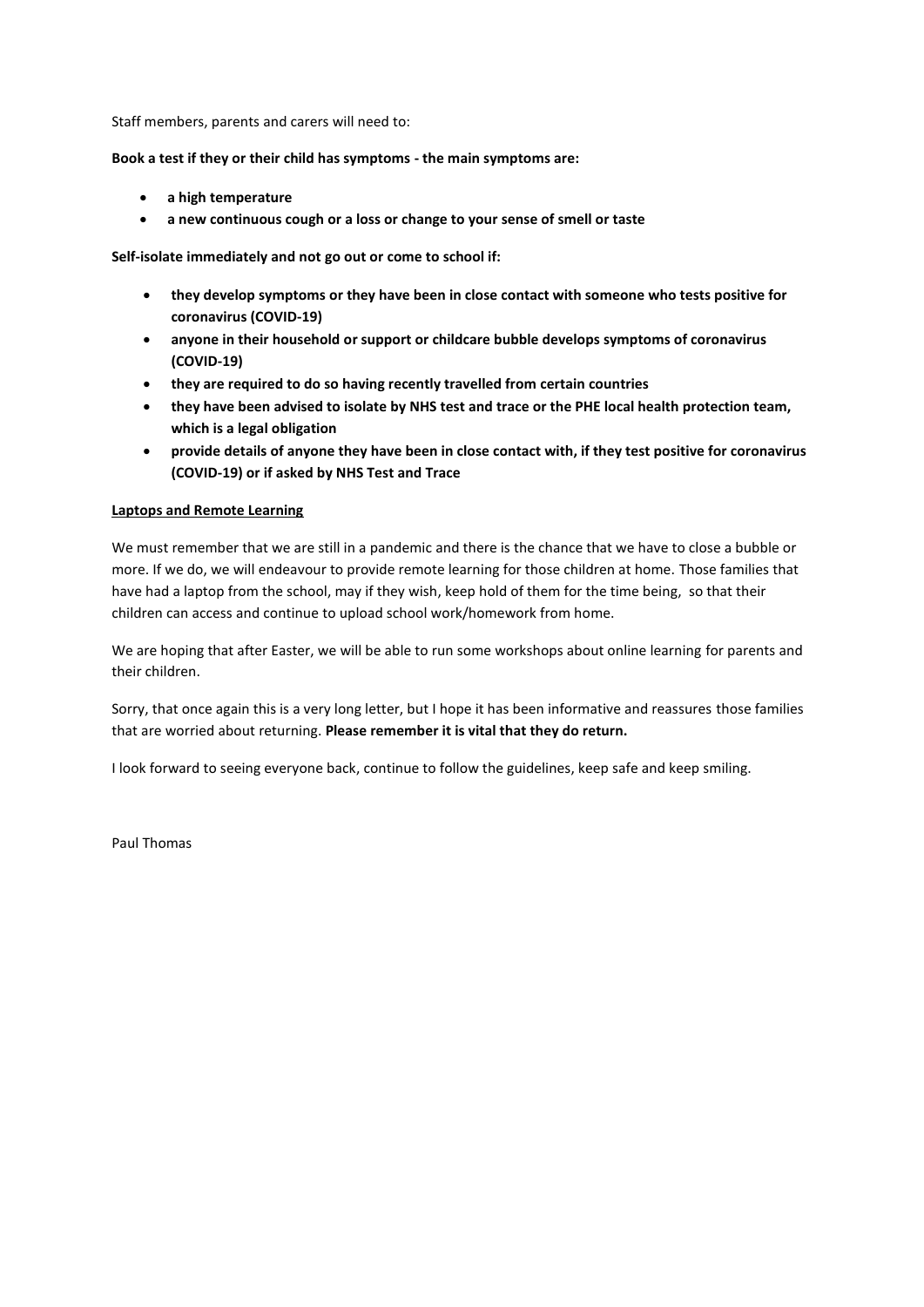Staff members, parents and carers will need to:

**Book a test if they or their child has symptoms - the main symptoms are:**

- **a high temperature**
- **a new continuous cough or a loss or change to your sense of smell or taste**

**Self-isolate immediately and not go out or come to school if:**

- **they develop symptoms or they have been in close contact with someone who tests positive for coronavirus (COVID-19)**
- **anyone in their household or support or childcare bubble develops symptoms of coronavirus (COVID-19)**
- **they are required to do so having recently travelled from certain countries**
- **they have been advised to isolate by NHS test and trace or the PHE local health protection team, which is a legal obligation**
- **provide details of anyone they have been in close contact with, if they test positive for coronavirus (COVID-19) or if asked by NHS Test and Trace**

**Laptops and Remote Learning**

We must remember that we are still in a pandemic and there is the chance that we have to close a bubble or more. If we do, we will endeavour to provide remote learning for those children at home. Those families that have had a laptop from the school, may if they wish, keep hold of them for the time being, so that their children can access and continue to upload school work/homework from home.

We are hoping that after Easter, we will be able to run some workshops about online learning for parents and their children.

Sorry, that once again this is a very long letter, but I hope it has been informative and reassures those families that are worried about returning. **Please remember it is vital that they do return.**

I look forward to seeing everyone back, continue to follow the guidelines, keep safe and keep smiling.

Paul Thomas